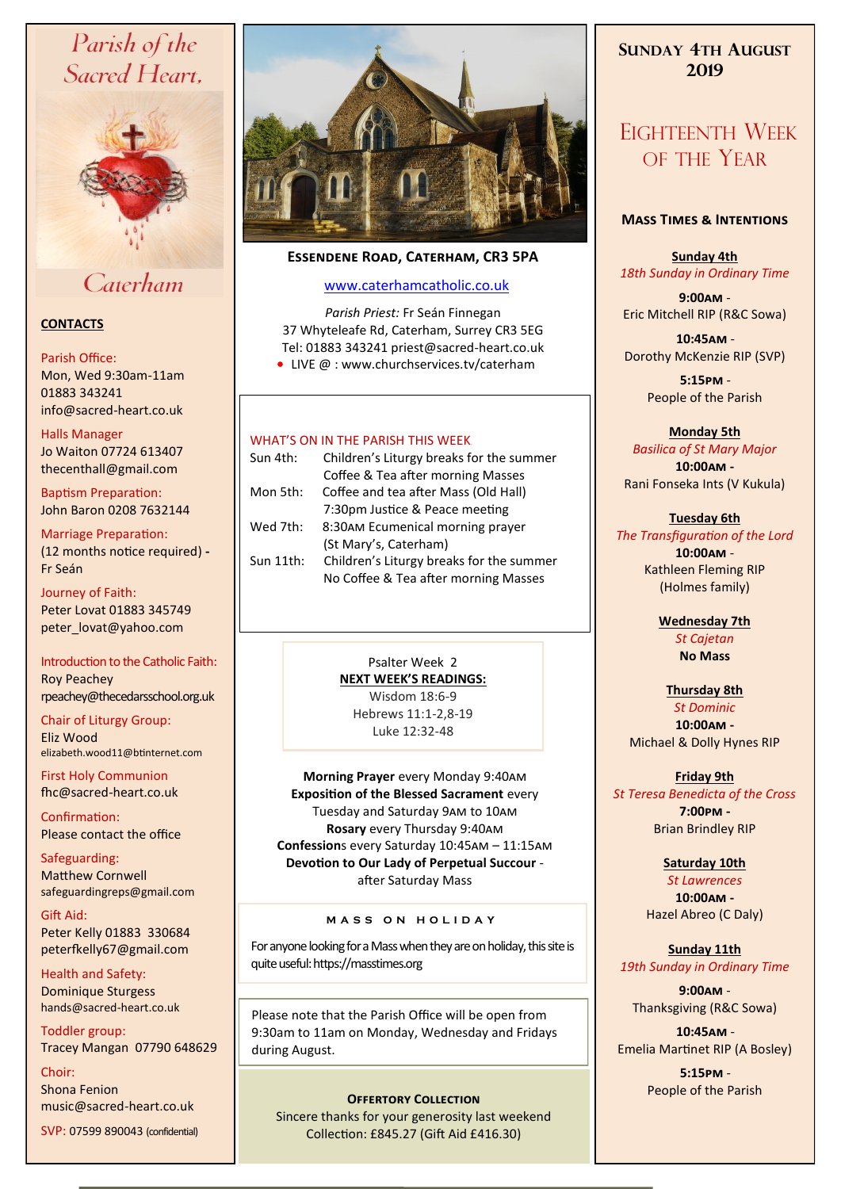# Parish of the Sacred Heart, Caterham

## CONTACTS

Parish Office:
Mon, Wed 9:30am-11am
01883 343241
info@sacred-heart.co.uk

Halls Manager
Jo Waiton 07724 613407
thecenthall@gmail.com

Baptism Preparation:
John Baron 0208 7632144

Marriage Preparation:
(12 months notice required) - Fr Seán

Journey of Faith:
Peter Lovat 01883 345749
peter_lovat@yahoo.com

Introduction to the Catholic Faith:
Roy Peachey
rpeachey@thecedarsschool.org.uk

Chair of Liturgy Group:
Eliz Wood
elizabeth.wood11@btinternet.com

First Holy Communion
fhc@sacred-heart.co.uk

Confirmation:
Please contact the office

Safeguarding:
Matthew Cornwell
safeguardingreps@gmail.com

Gift Aid:
Peter Kelly 01883 330684
peterfkelly67@gmail.com

Health and Safety:
Dominique Sturgess
hands@sacred-heart.co.uk

Toddler group:
Tracey Mangan 07790 648629

Choir:
Shona Fenion
music@sacred-heart.co.uk

SVP: 07599 890043 (confidential)

**ESSENDENE ROAD, CATERHAM, CR3 5PA**

www.caterhamcatholic.co.uk

*Parish Priest:* Fr Seán Finnegan
37 Whyteleafe Rd, Caterham, Surrey CR3 5EG
Tel: 01883 343241 priest@sacred-heart.co.uk
• LIVE @ : www.churchservices.tv/caterham

## WHAT'S ON IN THE PARISH THIS WEEK

| | |
|---|---|
| Sun 4th: | Children's Liturgy breaks for the summer<br>Coffee & Tea after morning Masses |
| Mon 5th: | Coffee and tea after Mass (Old Hall)<br>7:30pm Justice & Peace meeting |
| Wed 7th: | 8:30AM Ecumenical morning prayer<br>(St Mary's, Caterham) |
| Sun 11th: | Children's Liturgy breaks for the summer<br>No Coffee & Tea after morning Masses |

Psalter Week 2

**NEXT WEEK'S READINGS:**
Wisdom 18:6-9
Hebrews 11:1-2,8-19
Luke 12:32-48

**Morning Prayer** every Monday 9:40AM
**Exposition of the Blessed Sacrament** every Tuesday and Saturday 9AM to 10AM
**Rosary** every Thursday 9:40AM
**Confessions** every Saturday 10:45AM – 11:15AM
**Devotion to Our Lady of Perpetual Succour** - after Saturday Mass

### MASS ON HOLIDAY

For anyone looking for a Mass when they are on holiday, this site is quite useful: https://masstimes.org

Please note that the Parish Office will be open from 9:30am to 11am on Monday, Wednesday and Fridays during August.

**OFFERTORY COLLECTION**
Sincere thanks for your generosity last weekend
Collection: £845.27 (Gift Aid £416.30)

## SUNDAY 4TH AUGUST 2019

## EIGHTEENTH WEEK OF THE YEAR

### MASS TIMES & INTENTIONS

**Sunday 4th**
*18th Sunday in Ordinary Time*
**9:00AM** - Eric Mitchell RIP (R&C Sowa)
**10:45AM** - Dorothy McKenzie RIP (SVP)
**5:15PM** - People of the Parish

**Monday 5th**
*Basilica of St Mary Major*
**10:00AM** - Rani Fonseka Ints (V Kukula)

**Tuesday 6th**
*The Transfiguration of the Lord*
**10:00AM** - Kathleen Fleming RIP (Holmes family)

**Wednesday 7th**
*St Cajetan*
**No Mass**

**Thursday 8th**
*St Dominic*
**10:00AM** - Michael & Dolly Hynes RIP

**Friday 9th**
*St Teresa Benedicta of the Cross*
**7:00PM** - Brian Brindley RIP

**Saturday 10th**
*St Lawrences*
**10:00AM** - Hazel Abreo (C Daly)

**Sunday 11th**
*19th Sunday in Ordinary Time*
**9:00AM** - Thanksgiving (R&C Sowa)
**10:45AM** - Emelia Martinet RIP (A Bosley)
**5:15PM** - People of the Parish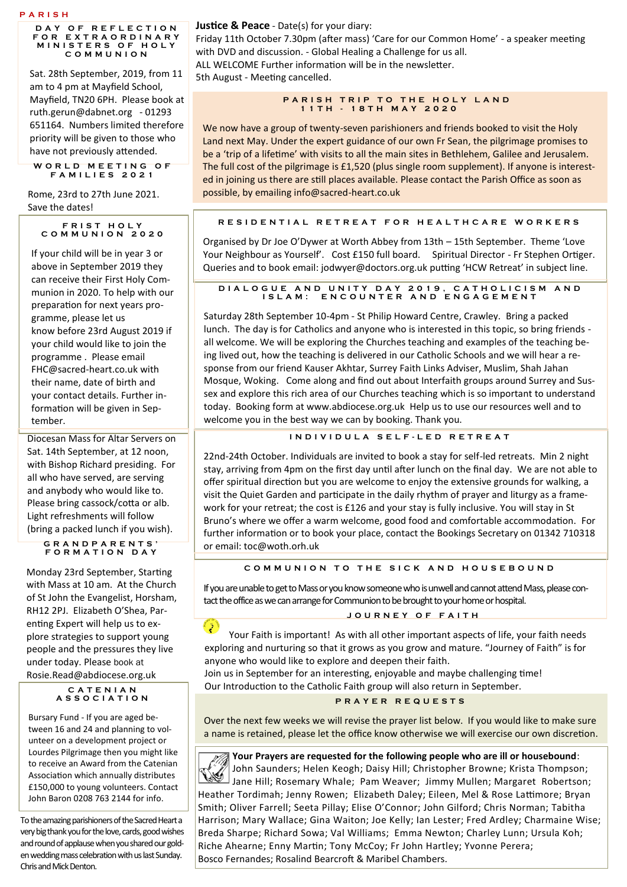PARISH

### DAY OF REFLECTION FOR EXTRAORDINARY MINISTERS OF HOLY COMMUNION

Sat. 28th September, 2019, from 11 am to 4 pm at Mayfield School, Mayfield, TN20 6PH. Please book at ruth.gerun@dabnet.org - 01293 651164. Numbers limited therefore priority will be given to those who have not previously attended.

### WORLD MEETING OF FAMILIES 2021

Rome, 23rd to 27th June 2021. Save the dates!

### FRIST HOLY COMMUNION 2020

If your child will be in year 3 or above in September 2019 they can receive their First Holy Communion in 2020. To help with our preparation for next years programme, please let us know before 23rd August 2019 if your child would like to join the programme . Please email FHC@sacred-heart.co.uk with their name, date of birth and your contact details. Further information will be given in September.

Diocesan Mass for Altar Servers on Sat. 14th September, at 12 noon, with Bishop Richard presiding. For all who have served, are serving and anybody who would like to. Please bring cassock/cotta or alb. Light refreshments will follow (bring a packed lunch if you wish).

### GRANDPARENTS' FORMATION DAY

Monday 23rd September, Starting with Mass at 10 am. At the Church of St John the Evangelist, Horsham, RH12 2PJ. Elizabeth O'Shea, Parenting Expert will help us to explore strategies to support young people and the pressures they live under today. Please book at Rosie.Read@abdiocese.org.uk

### CATENIAN ASSOCIATION

Bursary Fund - If you are aged between 16 and 24 and planning to volunteer on a development project or Lourdes Pilgrimage then you might like to receive an Award from the Catenian Association which annually distributes £150,000 to young volunteers. Contact John Baron 0208 763 2144 for info.

To the amazing parishioners of the Sacred Heart a very big thank you for the love, cards, good wishes and round of applause when you shared our golden wedding mass celebration with us last Sunday. Chris and Mick Denton.

**Justice & Peace** - Date(s) for your diary:
Friday 11th October 7.30pm (after mass) 'Care for our Common Home' - a speaker meeting with DVD and discussion. - Global Healing a Challenge for us all.
ALL WELCOME Further information will be in the newsletter.
5th August - Meeting cancelled.

### PARISH TRIP TO THE HOLY LAND 11TH - 18TH MAY 2020

We now have a group of twenty-seven parishioners and friends booked to visit the Holy Land next May. Under the expert guidance of our own Fr Sean, the pilgrimage promises to be a 'trip of a lifetime' with visits to all the main sites in Bethlehem, Galilee and Jerusalem. The full cost of the pilgrimage is £1,520 (plus single room supplement). If anyone is interested in joining us there are still places available. Please contact the Parish Office as soon as possible, by emailing info@sacred-heart.co.uk

### RESIDENTIAL RETREAT FOR HEALTHCARE WORKERS

Organised by Dr Joe O'Dywer at Worth Abbey from 13th – 15th September. Theme 'Love Your Neighbour as Yourself'. Cost £150 full board. Spiritual Director - Fr Stephen Ortiger. Queries and to book email: jodwyer@doctors.org.uk putting 'HCW Retreat' in subject line.

### DIALOGUE AND UNITY DAY 2019, CATHOLICISM AND ISLAM: ENCOUNTER AND ENGAGEMENT

Saturday 28th September 10-4pm - St Philip Howard Centre, Crawley. Bring a packed lunch. The day is for Catholics and anyone who is interested in this topic, so bring friends - all welcome. We will be exploring the Churches teaching and examples of the teaching being lived out, how the teaching is delivered in our Catholic Schools and we will hear a response from our friend Kauser Akhtar, Surrey Faith Links Adviser, Muslim, Shah Jahan Mosque, Woking. Come along and find out about Interfaith groups around Surrey and Sussex and explore this rich area of our Churches teaching which is so important to understand today. Booking form at www.abdiocese.org.uk Help us to use our resources well and to welcome you in the best way we can by booking. Thank you.

### INDIVIDULA SELF-LED RETREAT

22nd-24th October. Individuals are invited to book a stay for self-led retreats. Min 2 night stay, arriving from 4pm on the first day until after lunch on the final day. We are not able to offer spiritual direction but you are welcome to enjoy the extensive grounds for walking, a visit the Quiet Garden and participate in the daily rhythm of prayer and liturgy as a framework for your retreat; the cost is £126 and your stay is fully inclusive. You will stay in St Bruno's where we offer a warm welcome, good food and comfortable accommodation. For further information or to book your place, contact the Bookings Secretary on 01342 710318 or email: toc@woth.orh.uk

### COMMUNION TO THE SICK AND HOUSEBOUND

If you are unable to get to Mass or you know someone who is unwell and cannot attend Mass, please contact the office as we can arrange for Communion to be brought to your home or hospital.

### JOURNEY OF FAITH

Your Faith is important! As with all other important aspects of life, your faith needs exploring and nurturing so that it grows as you grow and mature. "Journey of Faith" is for anyone who would like to explore and deepen their faith.
Join us in September for an interesting, enjoyable and maybe challenging time!
Our Introduction to the Catholic Faith group will also return in September.

### PRAYER REQUESTS

Over the next few weeks we will revise the prayer list below. If you would like to make sure a name is retained, please let the office know otherwise we will exercise our own discretion.

**Your Prayers are requested for the following people who are ill or housebound**: John Saunders; Helen Keogh; Daisy Hill; Christopher Browne; Krista Thompson; Jane Hill; Rosemary Whale; Pam Weaver; Jimmy Mullen; Margaret Robertson; Heather Tordimah; Jenny Rowe; Elizabeth Daley; Eileen, Mel & Rose Lattimore; Bryan Smith; Oliver Farrell; Seeta Pillay; Elise O'Connor; John Gilford; Chris Norman; Tabitha Harrison; Mary Wallace; Gina Waiton; Joe Kelly; Ian Lester; Fred Ardley; Charmaine Wise; Breda Sharpe; Richard Sowa; Val Williams; Emma Newton; Charley Lunn; Ursula Koh; Riche Ahearne; Enny Martin; Tony McCoy; Fr John Hartley; Yvonne Perera; Bosco Fernandes; Rosalind Bearcroft & Maribel Chambers.